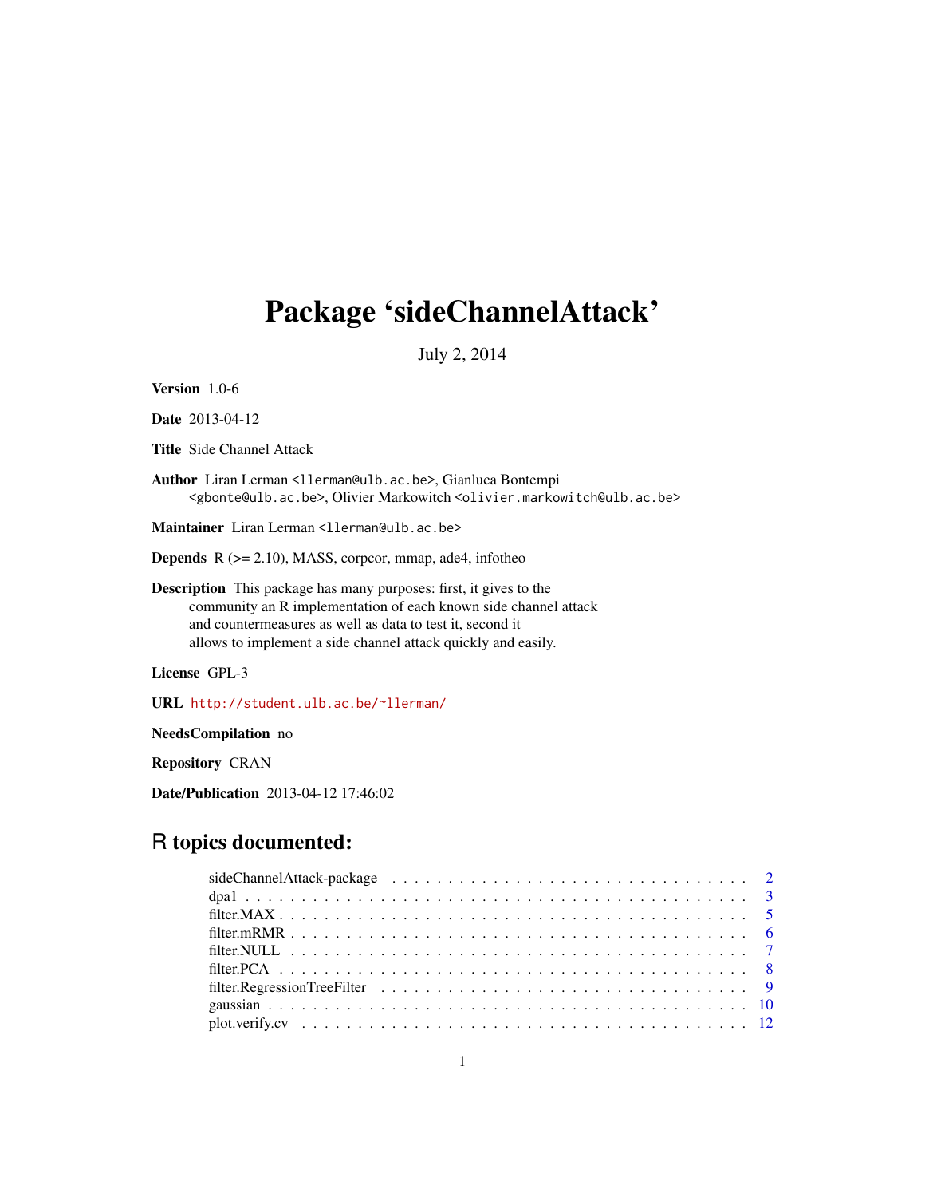# Package 'sideChannelAttack'

July 2, 2014

**Version** 1.0-6

**Date** 2013-04-12

**Title** Side Channel Attack

**Author** Liran Lerman <llerman@ulb.ac.be>, Gianluca Bontempi <gbonte@ulb.ac.be>, Olivier Markowitch <olivier.markowitch@ulb.ac.be>

**Maintainer** Liran Lerman <llerman@ulb.ac.be>

**Depends** R (>= 2.10), MASS, corpcor, mmap, ade4, infotheo

**Description** This package has many purposes: first, it gives to the community an R implementation of each known side channel attack and countermeasures as well as data to test it, second it allows to implement a side channel attack quickly and easily.

**License** GPL-3

**URL** http://student.ulb.ac.be/~llerman/

**NeedsCompilation** no

**Repository** CRAN

**Date/Publication** 2013-04-12 17:46:02

## R topics documented:

- sideChannelAttack-package . . . . . . . . . . . . . . . . . . . . . . . . . . . . . . . . 2
- dpa1 . . . . . . . . . . . . . . . . . . . . . . . . . . . . . . . . . . . . . . . . . . . . 3
- filter.MAX . . . . . . . . . . . . . . . . . . . . . . . . . . . . . . . . . . . . . . . . . 5
- filter.mRMR . . . . . . . . . . . . . . . . . . . . . . . . . . . . . . . . . . . . . . . . 6
- filter.NULL . . . . . . . . . . . . . . . . . . . . . . . . . . . . . . . . . . . . . . . . 7
- filter.PCA . . . . . . . . . . . . . . . . . . . . . . . . . . . . . . . . . . . . . . . . . 8
- filter.RegressionTreeFilter . . . . . . . . . . . . . . . . . . . . . . . . . . . . . . . . 9
- gaussian . . . . . . . . . . . . . . . . . . . . . . . . . . . . . . . . . . . . . . . . . . 10
- plot.verify.cv . . . . . . . . . . . . . . . . . . . . . . . . . . . . . . . . . . . . . . . 12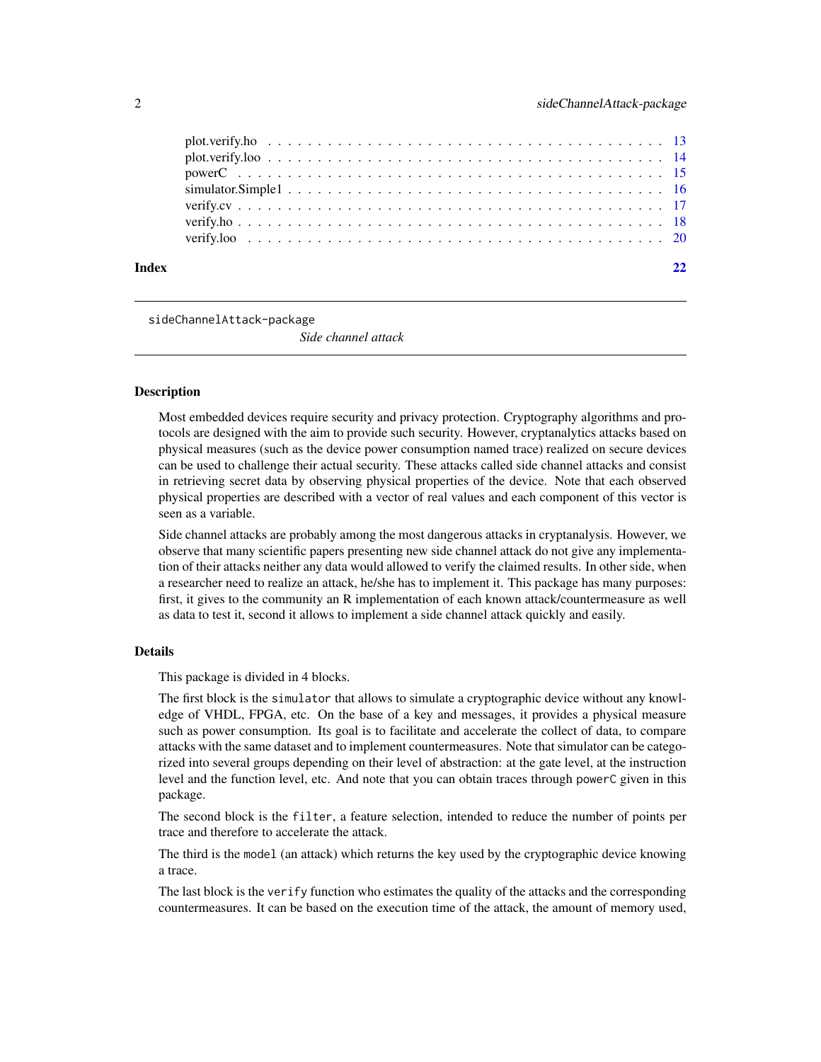plot.verify.ho . . . . . . . . . . . . . . . . . . . . . . . . . . . . . . . . . . . . 13
plot.verify.loo . . . . . . . . . . . . . . . . . . . . . . . . . . . . . . . . . . . . 14
powerC . . . . . . . . . . . . . . . . . . . . . . . . . . . . . . . . . . . . . . . . 15
simulator.Simple1 . . . . . . . . . . . . . . . . . . . . . . . . . . . . . . . . . . 16
verify.cv . . . . . . . . . . . . . . . . . . . . . . . . . . . . . . . . . . . . . . . 17
verify.ho . . . . . . . . . . . . . . . . . . . . . . . . . . . . . . . . . . . . . . . 18
verify.loo . . . . . . . . . . . . . . . . . . . . . . . . . . . . . . . . . . . . . . . 20

**Index** **22**

---

`sideChannelAttack-package` *Side channel attack*

---

### Description

Most embedded devices require security and privacy protection. Cryptography algorithms and protocols are designed with the aim to provide such security. However, cryptanalytics attacks based on physical measures (such as the device power consumption named trace) realized on secure devices can be used to challenge their actual security. These attacks called side channel attacks and consist in retrieving secret data by observing physical properties of the device. Note that each observed physical properties are described with a vector of real values and each component of this vector is seen as a variable.

Side channel attacks are probably among the most dangerous attacks in cryptanalysis. However, we observe that many scientific papers presenting new side channel attack do not give any implementation of their attacks neither any data would allowed to verify the claimed results. In other side, when a researcher need to realize an attack, he/she has to implement it. This package has many purposes: first, it gives to the community an R implementation of each known attack/countermeasure as well as data to test it, second it allows to implement a side channel attack quickly and easily.

### Details

This package is divided in 4 blocks.

The first block is the `simulator` that allows to simulate a cryptographic device without any knowledge of VHDL, FPGA, etc. On the base of a key and messages, it provides a physical measure such as power consumption. Its goal is to facilitate and accelerate the collect of data, to compare attacks with the same dataset and to implement countermeasures. Note that simulator can be categorized into several groups depending on their level of abstraction: at the gate level, at the instruction level and the function level, etc. And note that you can obtain traces through `powerC` given in this package.

The second block is the `filter`, a feature selection, intended to reduce the number of points per trace and therefore to accelerate the attack.

The third is the `model` (an attack) which returns the key used by the cryptographic device knowing a trace.

The last block is the `verify` function who estimates the quality of the attacks and the corresponding countermeasures. It can be based on the execution time of the attack, the amount of memory used,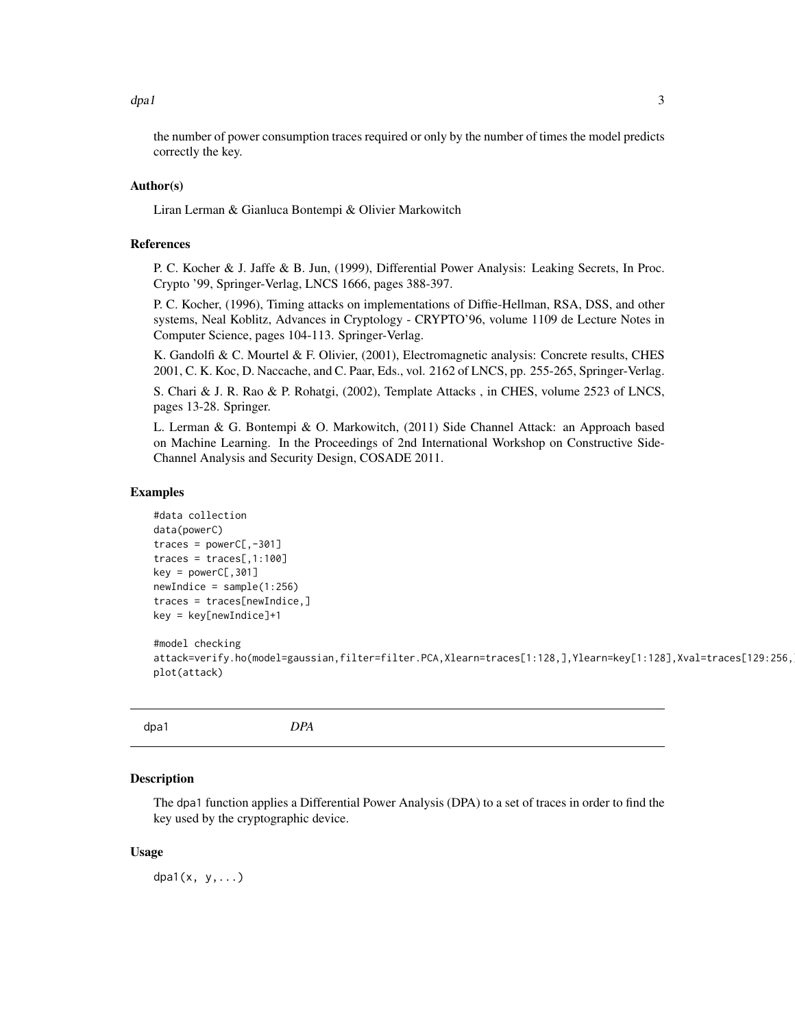the number of power consumption traces required or only by the number of times the model predicts correctly the key.

### Author(s)

Liran Lerman & Gianluca Bontempi & Olivier Markowitch

### References

P. C. Kocher & J. Jaffe & B. Jun, (1999), Differential Power Analysis: Leaking Secrets, In Proc. Crypto '99, Springer-Verlag, LNCS 1666, pages 388-397.

P. C. Kocher, (1996), Timing attacks on implementations of Diffie-Hellman, RSA, DSS, and other systems, Neal Koblitz, Advances in Cryptology - CRYPTO'96, volume 1109 de Lecture Notes in Computer Science, pages 104-113. Springer-Verlag.

K. Gandolfi & C. Mourtel & F. Olivier, (2001), Electromagnetic analysis: Concrete results, CHES 2001, C. K. Koc, D. Naccache, and C. Paar, Eds., vol. 2162 of LNCS, pp. 255-265, Springer-Verlag.

S. Chari & J. R. Rao & P. Rohatgi, (2002), Template Attacks , in CHES, volume 2523 of LNCS, pages 13-28. Springer.

L. Lerman & G. Bontempi & O. Markowitch, (2011) Side Channel Attack: an Approach based on Machine Learning. In the Proceedings of 2nd International Workshop on Constructive Side-Channel Analysis and Security Design, COSADE 2011.

### Examples

```
#data collection
data(powerC)
traces = powerC[,-301]
traces = traces[,1:100]
key = powerC[,301]
newIndice = sample(1:256)
traces = traces[newIndice,]
key = key[newIndice]+1

#model checking
attack=verify.ho(model=gaussian,filter=filter.PCA,Xlearn=traces[1:128,],Ylearn=key[1:128],Xval=traces[129:256,
plot(attack)
```

---

## dpa1 *DPA*

### Description

The `dpa1` function applies a Differential Power Analysis (DPA) to a set of traces in order to find the key used by the cryptographic device.

### Usage

```
dpa1(x, y,...)
```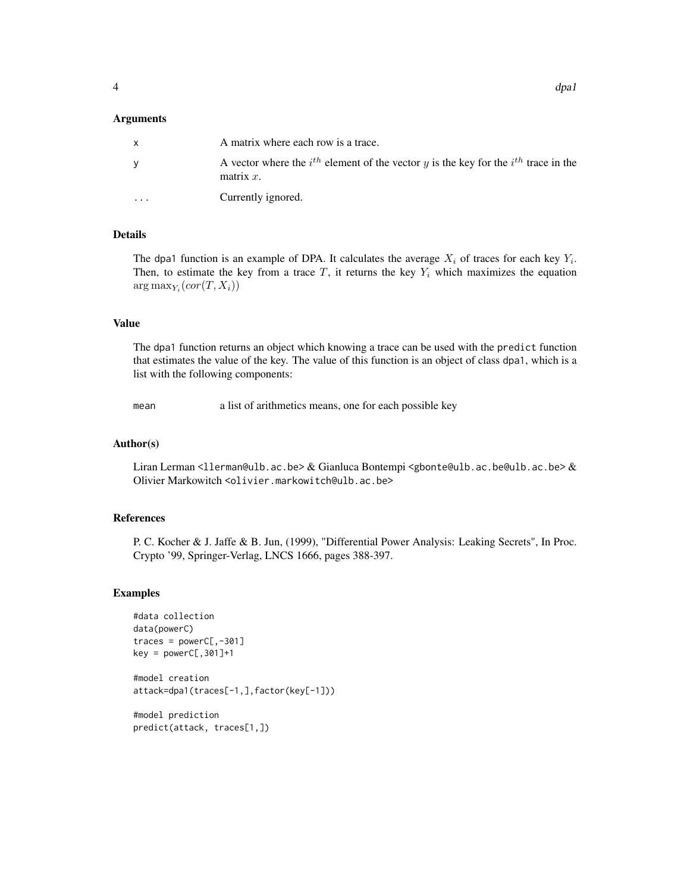### Arguments

| | |
|---|---|
| x | A matrix where each row is a trace. |
| y | A vector where the $i^{th}$ element of the vector $y$ is the key for the $i^{th}$ trace in the matrix $x$. |
| ... | Currently ignored. |

### Details

The `dpa1` function is an example of DPA. It calculates the average $X_i$ of traces for each key $Y_i$. Then, to estimate the key from a trace $T$, it returns the key $Y_i$ which maximizes the equation $\arg\max_{Y_i}(cor(T, X_i))$

### Value

The `dpa1` function returns an object which knowing a trace can be used with the `predict` function that estimates the value of the key. The value of this function is an object of class `dpa1`, which is a list with the following components:

| | |
|---|---|
| mean | a list of arithmetics means, one for each possible key |

### Author(s)

Liran Lerman <llerman@ulb.ac.be> & Gianluca Bontempi <gbonte@ulb.ac.be@ulb.ac.be> & Olivier Markowitch <olivier.markowitch@ulb.ac.be>

### References

P. C. Kocher & J. Jaffe & B. Jun, (1999), "Differential Power Analysis: Leaking Secrets", In Proc. Crypto '99, Springer-Verlag, LNCS 1666, pages 388-397.

### Examples

```
#data collection
data(powerC)
traces = powerC[,-301]
key = powerC[,301]+1

#model creation
attack=dpa1(traces[-1,],factor(key[-1]))

#model prediction
predict(attack, traces[1,])
```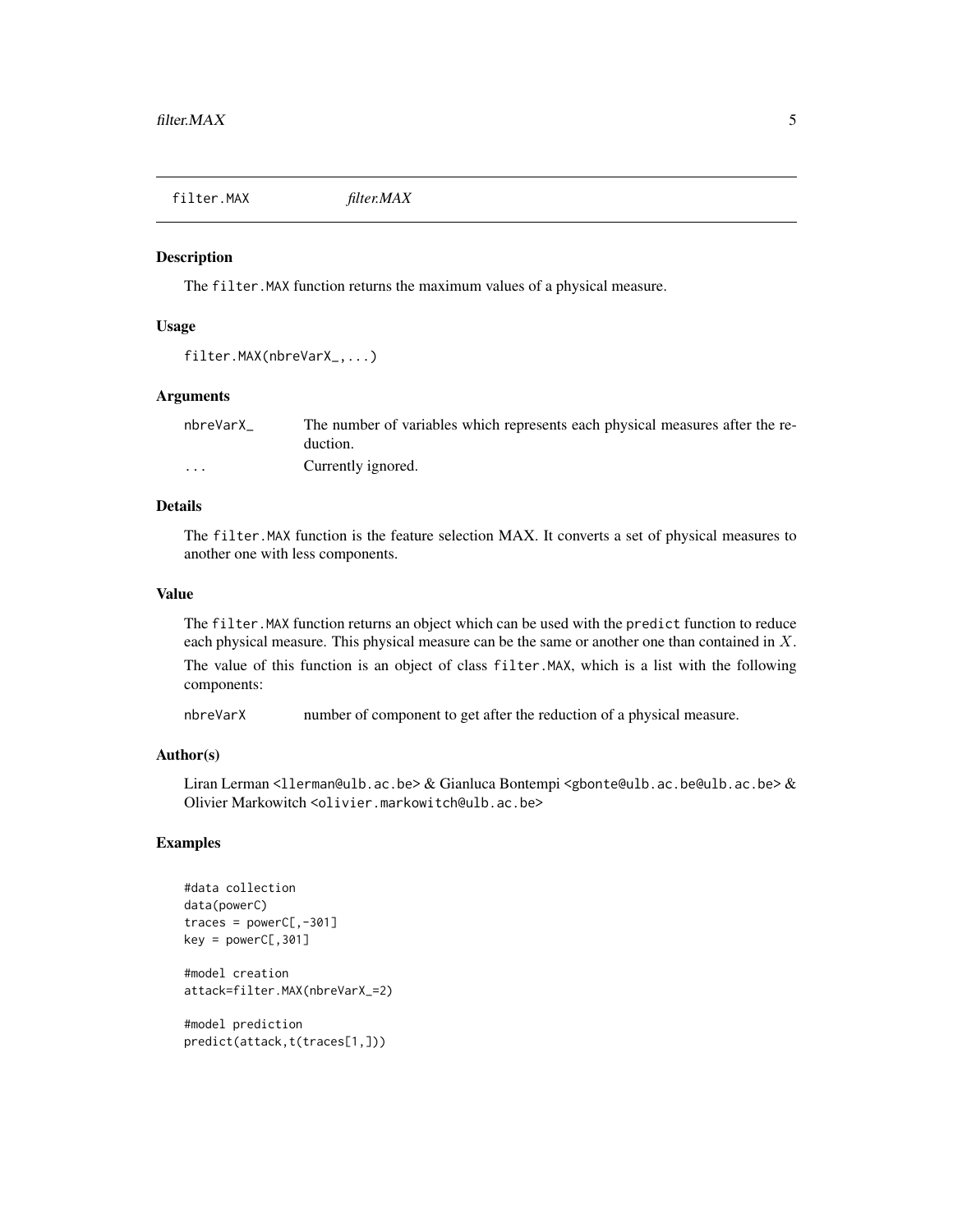filter.MAX *filter.MAX*

## Description

The `filter.MAX` function returns the maximum values of a physical measure.

## Usage

```
filter.MAX(nbreVarX_,...)
```

## Arguments

| | |
|---|---|
| nbreVarX_ | The number of variables which represents each physical measures after the reduction. |
| ... | Currently ignored. |

## Details

The `filter.MAX` function is the feature selection MAX. It converts a set of physical measures to another one with less components.

## Value

The `filter.MAX` function returns an object which can be used with the `predict` function to reduce each physical measure. This physical measure can be the same or another one than contained in $X$.

The value of this function is an object of class `filter.MAX`, which is a list with the following components:

| | |
|---|---|
| nbreVarX | number of component to get after the reduction of a physical measure. |

## Author(s)

Liran Lerman <llerman@ulb.ac.be> & Gianluca Bontempi <gbonte@ulb.ac.be@ulb.ac.be> & Olivier Markowitch <olivier.markowitch@ulb.ac.be>

## Examples

```
#data collection
data(powerC)
traces = powerC[,-301]
key = powerC[,301]

#model creation
attack=filter.MAX(nbreVarX_=2)

#model prediction
predict(attack,t(traces[1,]))
```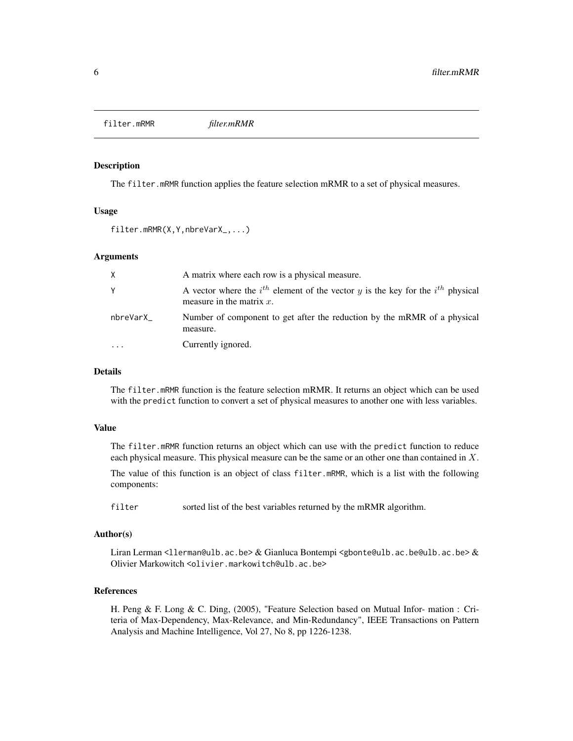filter.mRMR *filter.mRMR*

### Description

The `filter.mRMR` function applies the feature selection mRMR to a set of physical measures.

### Usage

```
filter.mRMR(X,Y,nbreVarX_,...)
```

### Arguments

| | |
|---|---|
| X | A matrix where each row is a physical measure. |
| Y | A vector where the $i^{th}$ element of the vector $y$ is the key for the $i^{th}$ physical measure in the matrix $x$. |
| nbreVarX_ | Number of component to get after the reduction by the mRMR of a physical measure. |
| ... | Currently ignored. |

### Details

The `filter.mRMR` function is the feature selection mRMR. It returns an object which can be used with the `predict` function to convert a set of physical measures to another one with less variables.

### Value

The `filter.mRMR` function returns an object which can use with the `predict` function to reduce each physical measure. This physical measure can be the same or an other one than contained in $X$.

The value of this function is an object of class `filter.mRMR`, which is a list with the following components:

| | |
|---|---|
| filter | sorted list of the best variables returned by the mRMR algorithm. |

### Author(s)

Liran Lerman <llerman@ulb.ac.be> & Gianluca Bontempi <gbonte@ulb.ac.be@ulb.ac.be> & Olivier Markowitch <olivier.markowitch@ulb.ac.be>

### References

H. Peng & F. Long & C. Ding, (2005), "Feature Selection based on Mutual Infor- mation : Criteria of Max-Dependency, Max-Relevance, and Min-Redundancy", IEEE Transactions on Pattern Analysis and Machine Intelligence, Vol 27, No 8, pp 1226-1238.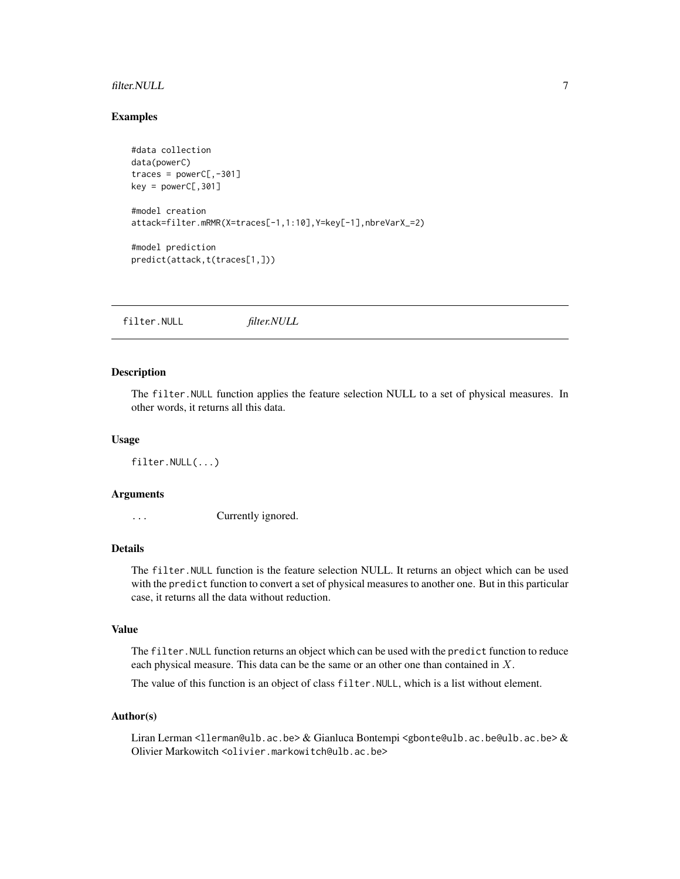## Examples

```
#data collection
data(powerC)
traces = powerC[,-301]
key = powerC[,301]

#model creation
attack=filter.mRMR(X=traces[-1,1:10],Y=key[-1],nbreVarX_=2)

#model prediction
predict(attack,t(traces[1,]))
```

---

# filter.NULL *filter.NULL*

---

## Description

The `filter.NULL` function applies the feature selection NULL to a set of physical measures. In other words, it returns all this data.

## Usage

```
filter.NULL(...)
```

## Arguments

`...` Currently ignored.

## Details

The `filter.NULL` function is the feature selection NULL. It returns an object which can be used with the `predict` function to convert a set of physical measures to another one. But in this particular case, it returns all the data without reduction.

## Value

The `filter.NULL` function returns an object which can be used with the `predict` function to reduce each physical measure. This data can be the same or an other one than contained in $X$.

The value of this function is an object of class `filter.NULL`, which is a list without element.

## Author(s)

Liran Lerman <llerman@ulb.ac.be> & Gianluca Bontempi <gbonte@ulb.ac.be@ulb.ac.be> & Olivier Markowitch <olivier.markowitch@ulb.ac.be>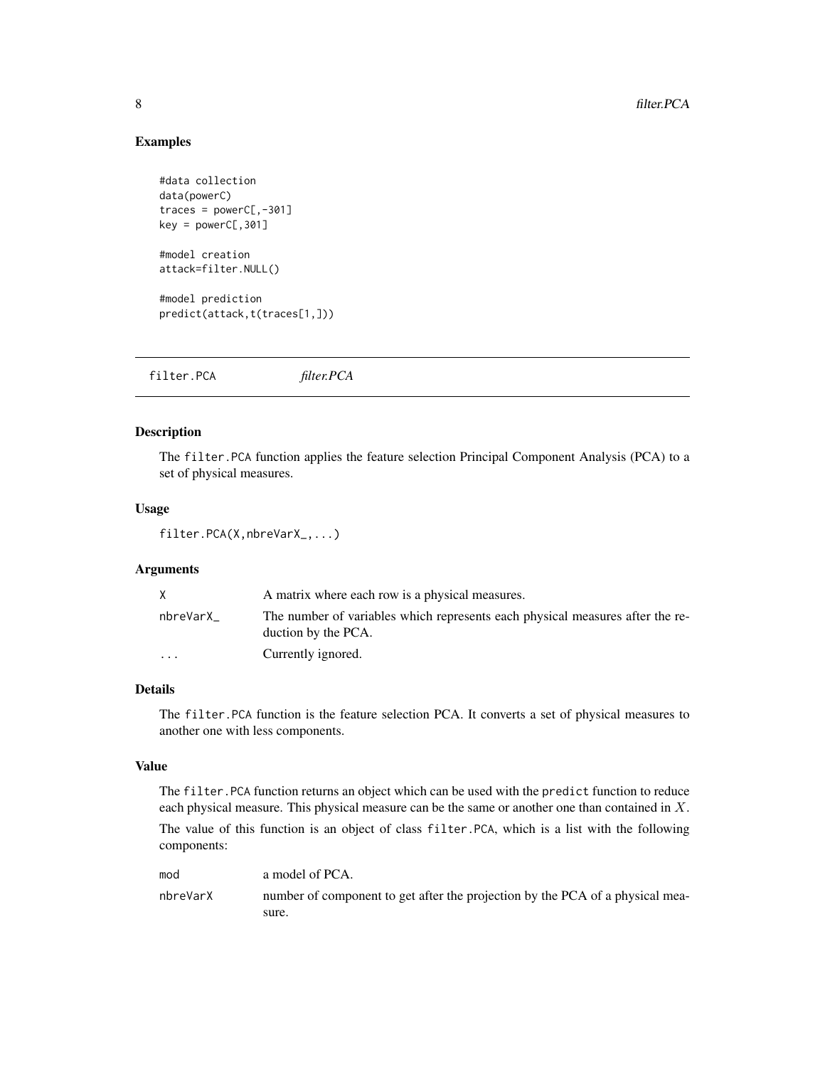## Examples

```
#data collection
data(powerC)
traces = powerC[,-301]
key = powerC[,301]

#model creation
attack=filter.NULL()

#model prediction
predict(attack,t(traces[1,]))
```

---

filter.PCA *filter.PCA*

---

### Description

The filter.PCA function applies the feature selection Principal Component Analysis (PCA) to a set of physical measures.

### Usage

```
filter.PCA(X,nbreVarX_,...)
```

### Arguments

| | |
|---|---|
| X | A matrix where each row is a physical measures. |
| nbreVarX_ | The number of variables which represents each physical measures after the reduction by the PCA. |
| ... | Currently ignored. |

### Details

The filter.PCA function is the feature selection PCA. It converts a set of physical measures to another one with less components.

### Value

The filter.PCA function returns an object which can be used with the predict function to reduce each physical measure. This physical measure can be the same or another one than contained in $X$.

The value of this function is an object of class filter.PCA, which is a list with the following components:

| | |
|---|---|
| mod | a model of PCA. |
| nbreVarX | number of component to get after the projection by the PCA of a physical measure. |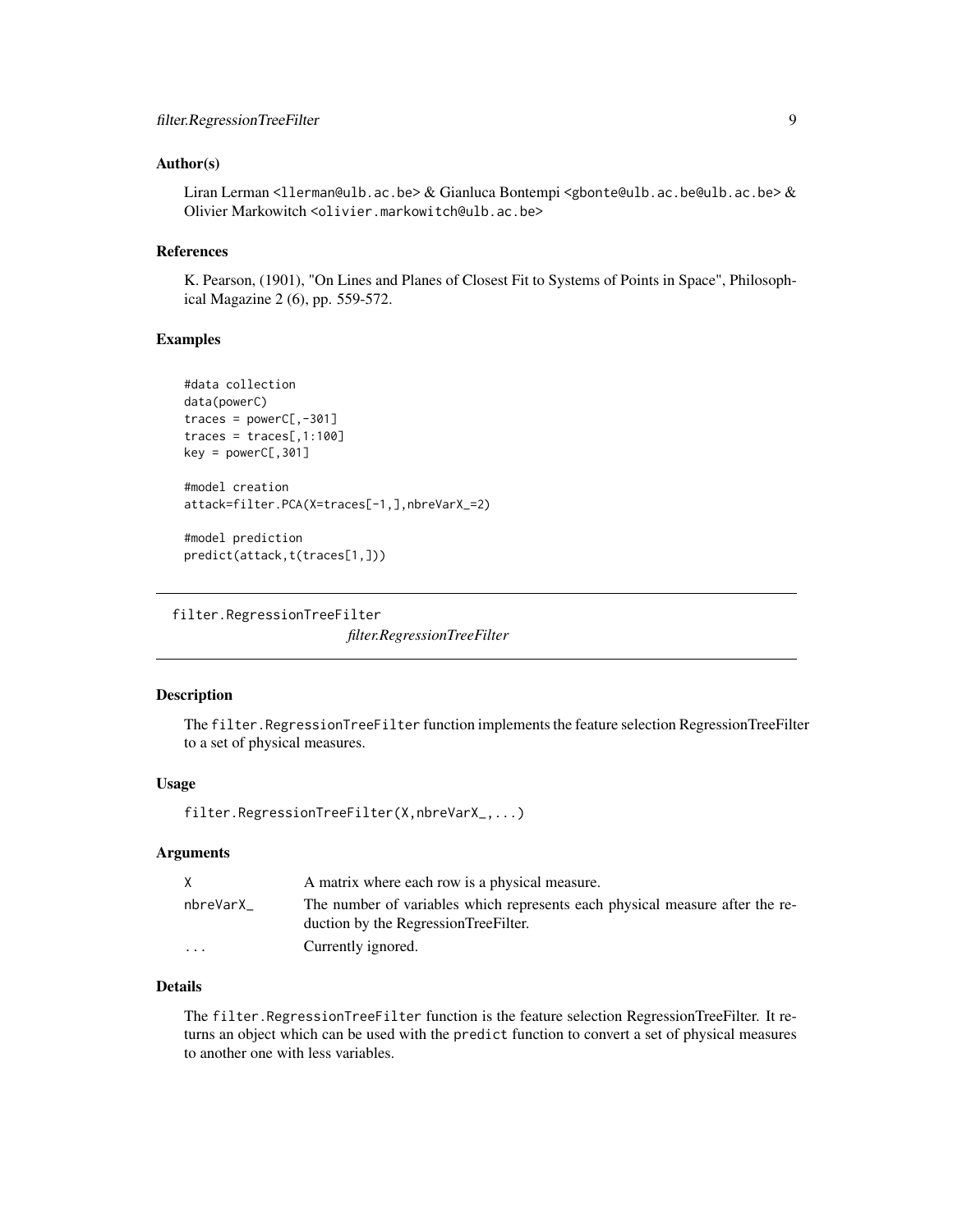## Author(s)

Liran Lerman <llerman@ulb.ac.be> & Gianluca Bontempi <gbonte@ulb.ac.be@ulb.ac.be> & Olivier Markowitch <olivier.markowitch@ulb.ac.be>

## References

K. Pearson, (1901), "On Lines and Planes of Closest Fit to Systems of Points in Space", Philosophical Magazine 2 (6), pp. 559-572.

## Examples

```
#data collection
data(powerC)
traces = powerC[,-301]
traces = traces[,1:100]
key = powerC[,301]

#model creation
attack=filter.PCA(X=traces[-1,],nbreVarX_=2)

#model prediction
predict(attack,t(traces[1,]))
```

---

# filter.RegressionTreeFilter

*filter.RegressionTreeFilter*

## Description

The `filter.RegressionTreeFilter` function implements the feature selection RegressionTreeFilter to a set of physical measures.

## Usage

```
filter.RegressionTreeFilter(X,nbreVarX_,...)
```

## Arguments

| | |
|---|---|
| X | A matrix where each row is a physical measure. |
| nbreVarX_ | The number of variables which represents each physical measure after the reduction by the RegressionTreeFilter. |
| ... | Currently ignored. |

## Details

The `filter.RegressionTreeFilter` function is the feature selection RegressionTreeFilter. It returns an object which can be used with the `predict` function to convert a set of physical measures to another one with less variables.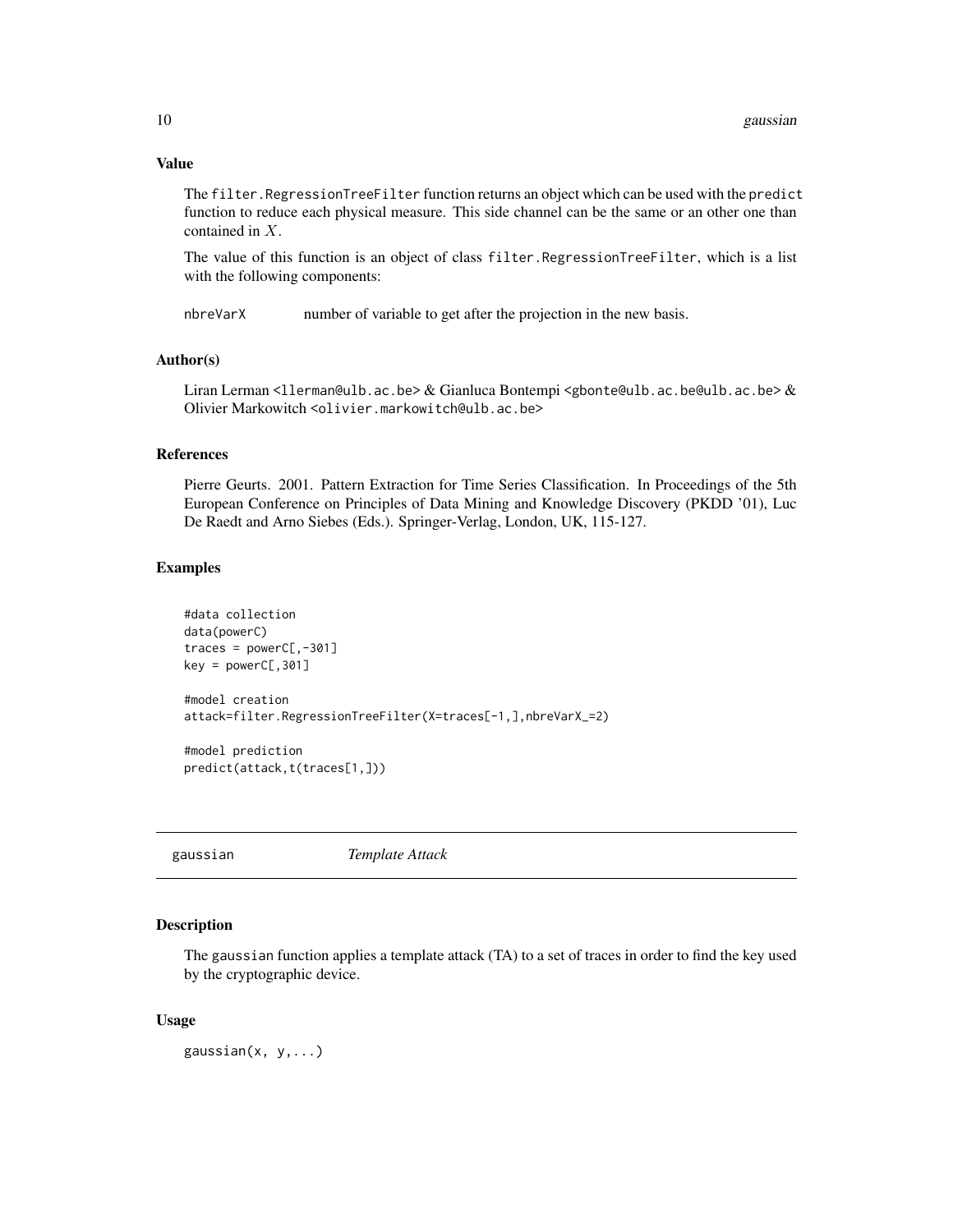### Value

The `filter.RegressionTreeFilter` function returns an object which can be used with the `predict` function to reduce each physical measure. This side channel can be the same or an other one than contained in $X$.

The value of this function is an object of class `filter.RegressionTreeFilter`, which is a list with the following components:

`nbreVarX` number of variable to get after the projection in the new basis.

### Author(s)

Liran Lerman <llerman@ulb.ac.be> & Gianluca Bontempi <gbonte@ulb.ac.be@ulb.ac.be> & Olivier Markowitch <olivier.markowitch@ulb.ac.be>

### References

Pierre Geurts. 2001. Pattern Extraction for Time Series Classification. In Proceedings of the 5th European Conference on Principles of Data Mining and Knowledge Discovery (PKDD '01), Luc De Raedt and Arno Siebes (Eds.). Springer-Verlag, London, UK, 115-127.

### Examples

```
#data collection
data(powerC)
traces = powerC[,-301]
key = powerC[,301]

#model creation
attack=filter.RegressionTreeFilter(X=traces[-1,],nbreVarX_=2)

#model prediction
predict(attack,t(traces[1,]))
```

---

## gaussian *Template Attack*

---

### Description

The `gaussian` function applies a template attack (TA) to a set of traces in order to find the key used by the cryptographic device.

### Usage

```
gaussian(x, y,...)
```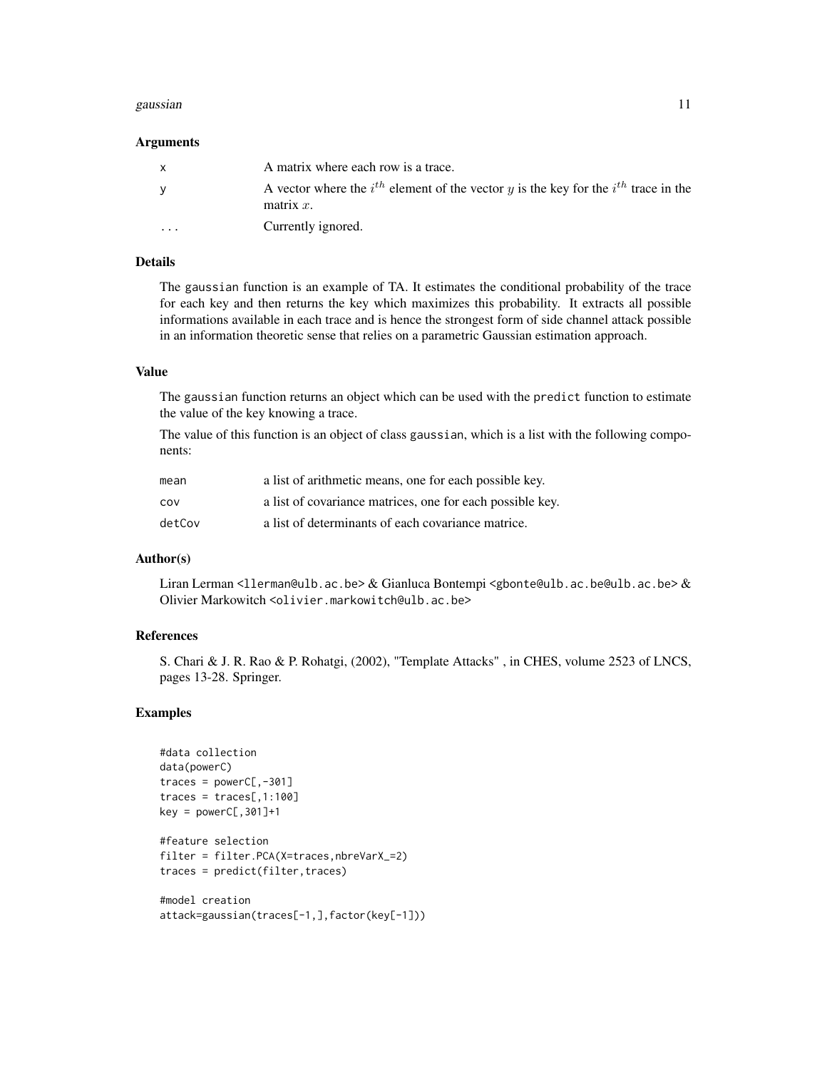## Arguments

| | |
|---|---|
| x | A matrix where each row is a trace. |
| y | A vector where the $i^{th}$ element of the vector $y$ is the key for the $i^{th}$ trace in the matrix $x$. |
| ... | Currently ignored. |

## Details

The gaussian function is an example of TA. It estimates the conditional probability of the trace for each key and then returns the key which maximizes this probability. It extracts all possible informations available in each trace and is hence the strongest form of side channel attack possible in an information theoretic sense that relies on a parametric Gaussian estimation approach.

## Value

The gaussian function returns an object which can be used with the predict function to estimate the value of the key knowing a trace.

The value of this function is an object of class gaussian, which is a list with the following components:

| | |
|---|---|
| mean | a list of arithmetic means, one for each possible key. |
| cov | a list of covariance matrices, one for each possible key. |
| detCov | a list of determinants of each covariance matrice. |

## Author(s)

Liran Lerman <llerman@ulb.ac.be> & Gianluca Bontempi <gbonte@ulb.ac.be@ulb.ac.be> & Olivier Markowitch <olivier.markowitch@ulb.ac.be>

## References

S. Chari & J. R. Rao & P. Rohatgi, (2002), "Template Attacks" , in CHES, volume 2523 of LNCS, pages 13-28. Springer.

## Examples

```
#data collection
data(powerC)
traces = powerC[,-301]
traces = traces[,1:100]
key = powerC[,301]+1

#feature selection
filter = filter.PCA(X=traces,nbreVarX_=2)
traces = predict(filter,traces)

#model creation
attack=gaussian(traces[-1,],factor(key[-1]))
```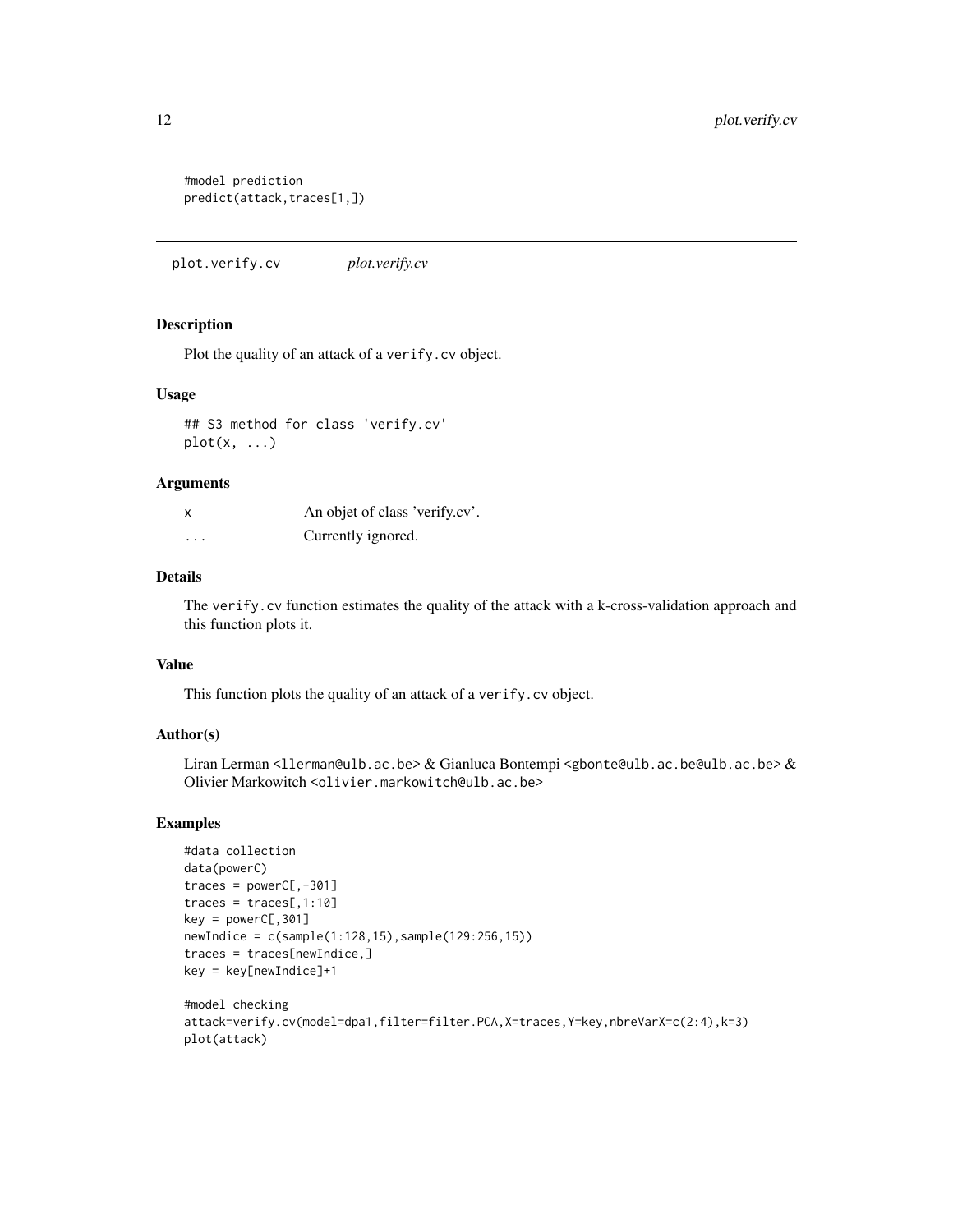```
#model prediction
predict(attack,traces[1,])
```

## plot.verify.cv *plot.verify.cv*

### Description

Plot the quality of an attack of a `verify.cv` object.

### Usage

```
## S3 method for class 'verify.cv'
plot(x, ...)
```

### Arguments

| | |
|---|---|
| x | An objet of class 'verify.cv'. |
| ... | Currently ignored. |

### Details

The `verify.cv` function estimates the quality of the attack with a k-cross-validation approach and this function plots it.

### Value

This function plots the quality of an attack of a `verify.cv` object.

### Author(s)

Liran Lerman <llerman@ulb.ac.be> & Gianluca Bontempi <gbonte@ulb.ac.be@ulb.ac.be> & Olivier Markowitch <olivier.markowitch@ulb.ac.be>

### Examples

```
#data collection
data(powerC)
traces = powerC[,-301]
traces = traces[,1:10]
key = powerC[,301]
newIndice = c(sample(1:128,15),sample(129:256,15))
traces = traces[newIndice,]
key = key[newIndice]+1

#model checking
attack=verify.cv(model=dpa1,filter=filter.PCA,X=traces,Y=key,nbreVarX=c(2:4),k=3)
plot(attack)
```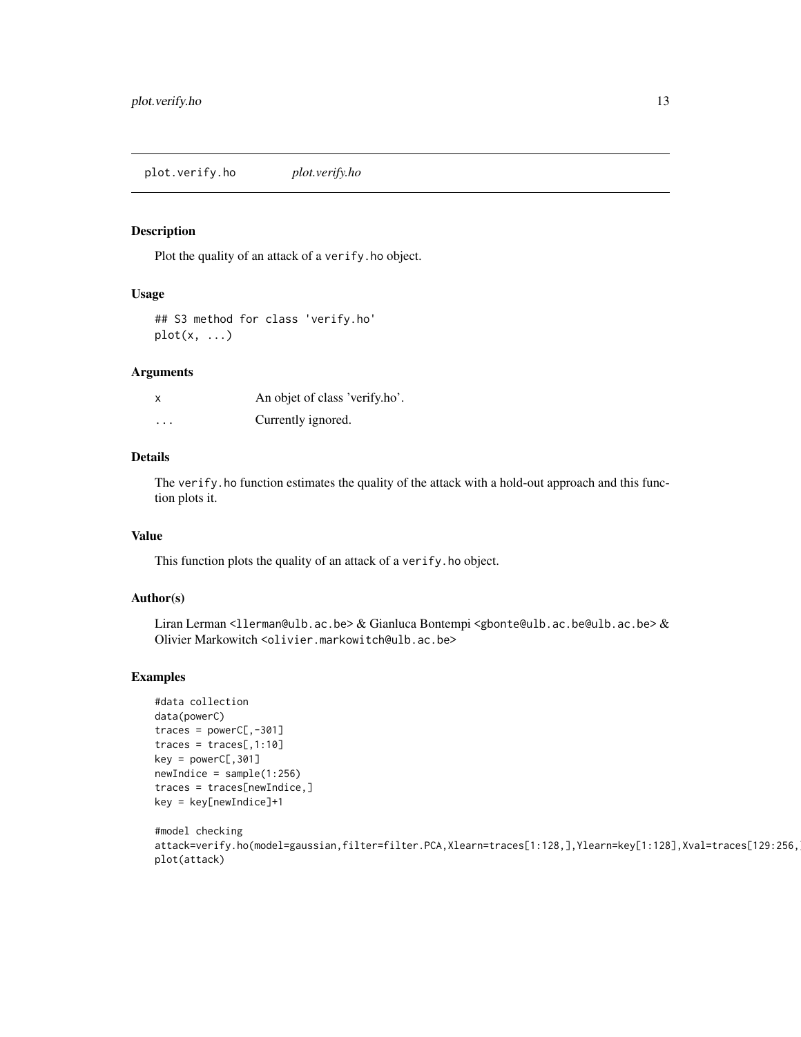plot.verify.ho *plot.verify.ho*

## Description

Plot the quality of an attack of a `verify.ho` object.

## Usage

```
## S3 method for class 'verify.ho'
plot(x, ...)
```

## Arguments

| | |
|---|---|
| x | An objet of class 'verify.ho'. |
| ... | Currently ignored. |

## Details

The `verify.ho` function estimates the quality of the attack with a hold-out approach and this function plots it.

## Value

This function plots the quality of an attack of a `verify.ho` object.

## Author(s)

Liran Lerman <llerman@ulb.ac.be> & Gianluca Bontempi <gbonte@ulb.ac.be@ulb.ac.be> & Olivier Markowitch <olivier.markowitch@ulb.ac.be>

## Examples

```
#data collection
data(powerC)
traces = powerC[,-301]
traces = traces[,1:10]
key = powerC[,301]
newIndice = sample(1:256)
traces = traces[newIndice,]
key = key[newIndice]+1

#model checking
attack=verify.ho(model=gaussian,filter=filter.PCA,Xlearn=traces[1:128,],Ylearn=key[1:128],Xval=traces[129:256,
plot(attack)
```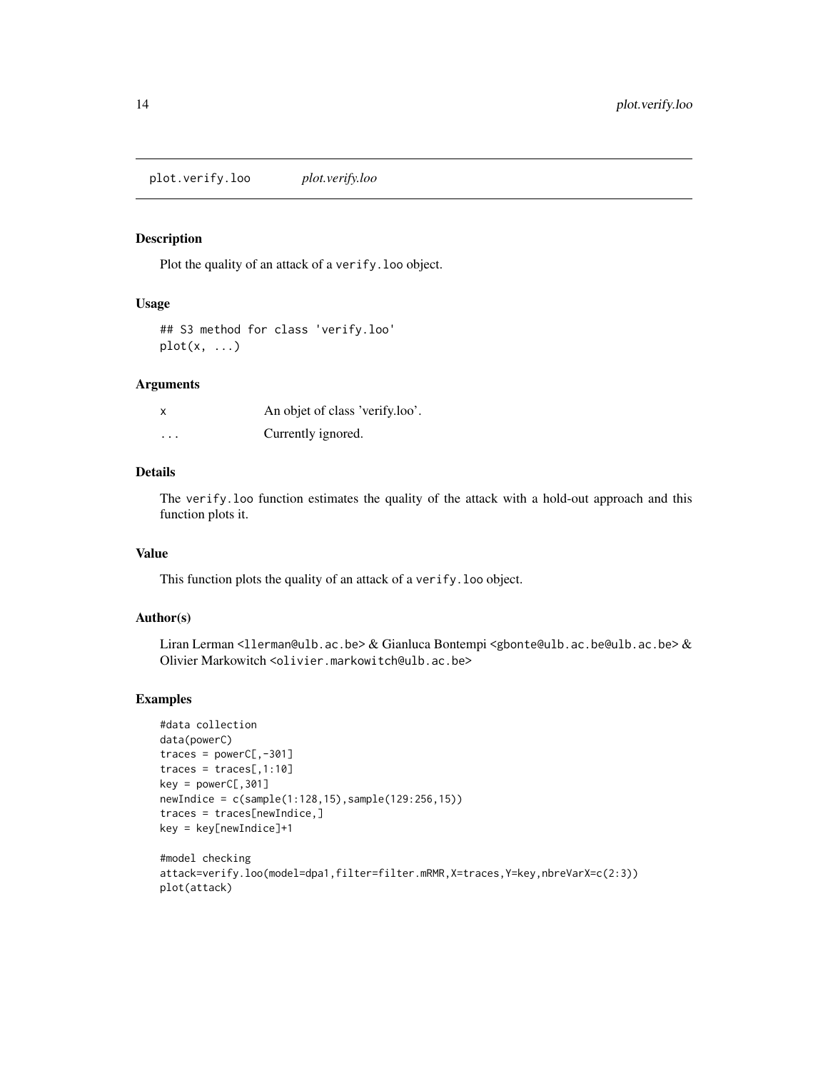# plot.verify.loo *plot.verify.loo*

## Description

Plot the quality of an attack of a `verify.loo` object.

## Usage

```
## S3 method for class 'verify.loo'
plot(x, ...)
```

## Arguments

| | |
|---|---|
| x | An objet of class 'verify.loo'. |
| ... | Currently ignored. |

## Details

The `verify.loo` function estimates the quality of the attack with a hold-out approach and this function plots it.

## Value

This function plots the quality of an attack of a `verify.loo` object.

## Author(s)

Liran Lerman <llerman@ulb.ac.be> & Gianluca Bontempi <gbonte@ulb.ac.be@ulb.ac.be> & Olivier Markowitch <olivier.markowitch@ulb.ac.be>

## Examples

```
#data collection
data(powerC)
traces = powerC[,-301]
traces = traces[,1:10]
key = powerC[,301]
newIndice = c(sample(1:128,15),sample(129:256,15))
traces = traces[newIndice,]
key = key[newIndice]+1

#model checking
attack=verify.loo(model=dpa1,filter=filter.mRMR,X=traces,Y=key,nbreVarX=c(2:3))
plot(attack)
```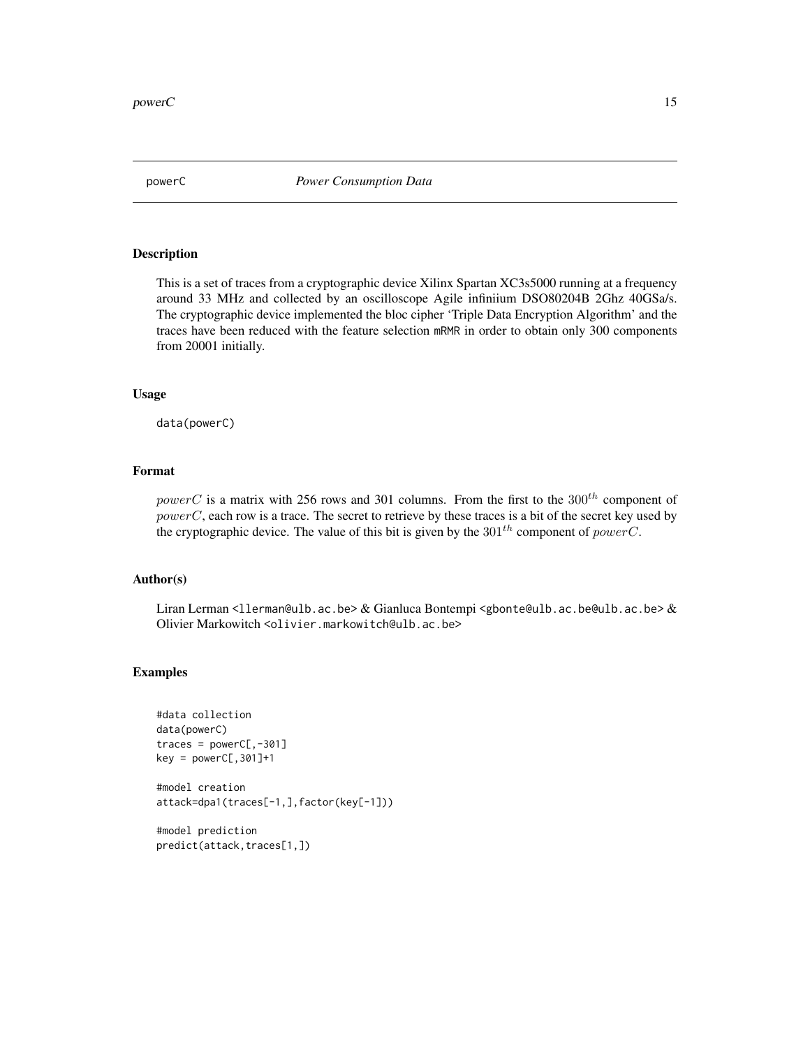# powerC — *Power Consumption Data*

## Description

This is a set of traces from a cryptographic device Xilinx Spartan XC3s5000 running at a frequency around 33 MHz and collected by an oscilloscope Agile infiniium DSO80204B 2Ghz 40GSa/s. The cryptographic device implemented the bloc cipher 'Triple Data Encryption Algorithm' and the traces have been reduced with the feature selection `mRMR` in order to obtain only 300 components from 20001 initially.

## Usage

```
data(powerC)
```

## Format

$powerC$ is a matrix with 256 rows and 301 columns. From the first to the $300^{th}$ component of $powerC$, each row is a trace. The secret to retrieve by these traces is a bit of the secret key used by the cryptographic device. The value of this bit is given by the $301^{th}$ component of $powerC$.

## Author(s)

Liran Lerman <llerman@ulb.ac.be> & Gianluca Bontempi <gbonte@ulb.ac.be@ulb.ac.be> & Olivier Markowitch <olivier.markowitch@ulb.ac.be>

## Examples

```
#data collection
data(powerC)
traces = powerC[,-301]
key = powerC[,301]+1

#model creation
attack=dpa1(traces[-1,],factor(key[-1]))

#model prediction
predict(attack,traces[1,])
```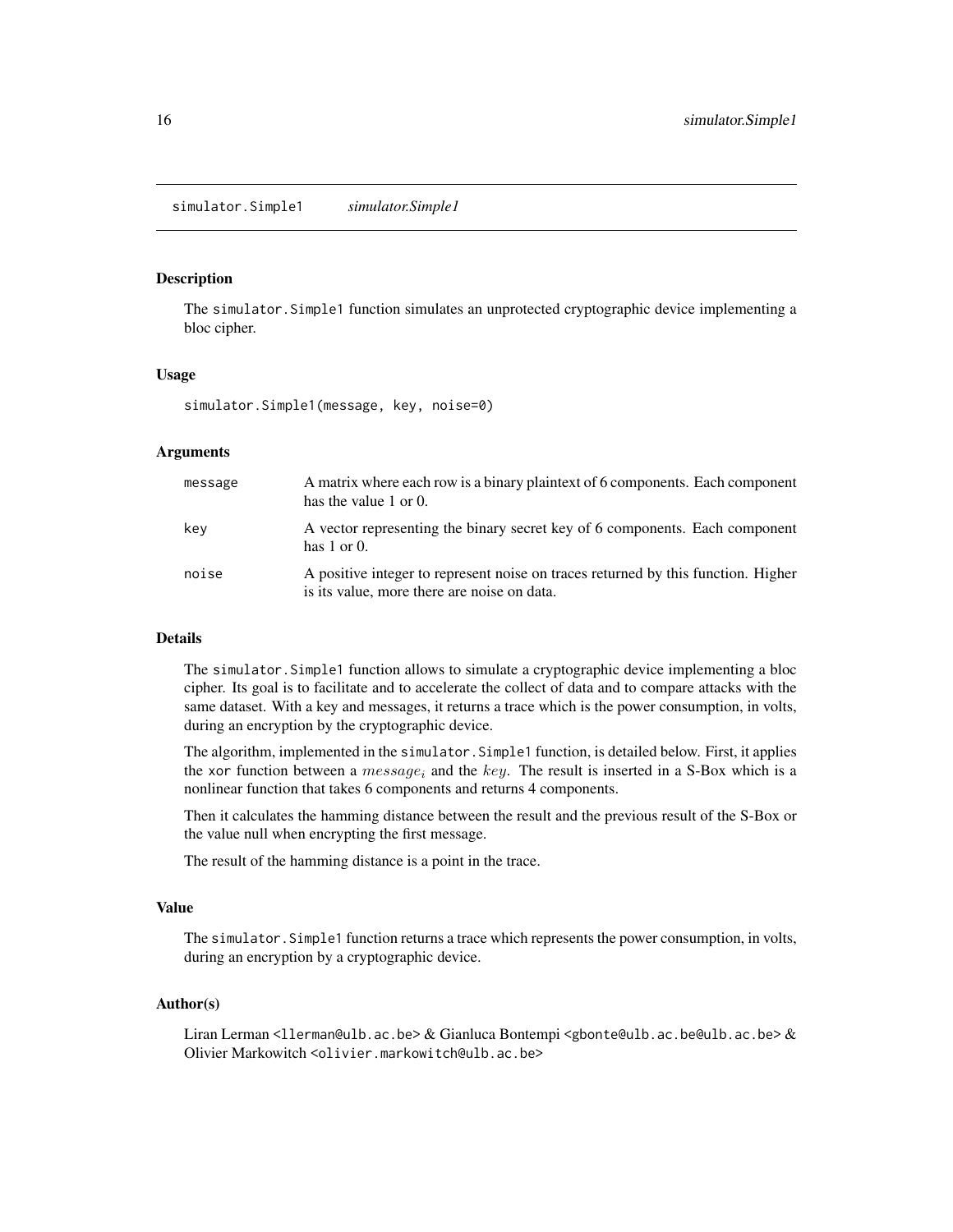## simulator.Simple1 *simulator.Simple1*

### Description

The `simulator.Simple1` function simulates an unprotected cryptographic device implementing a bloc cipher.

### Usage

```
simulator.Simple1(message, key, noise=0)
```

### Arguments

| | |
|---|---|
| message | A matrix where each row is a binary plaintext of 6 components. Each component has the value 1 or 0. |
| key | A vector representing the binary secret key of 6 components. Each component has 1 or 0. |
| noise | A positive integer to represent noise on traces returned by this function. Higher is its value, more there are noise on data. |

### Details

The `simulator.Simple1` function allows to simulate a cryptographic device implementing a bloc cipher. Its goal is to facilitate and to accelerate the collect of data and to compare attacks with the same dataset. With a key and messages, it returns a trace which is the power consumption, in volts, during an encryption by the cryptographic device.

The algorithm, implemented in the `simulator.Simple1` function, is detailed below. First, it applies the `xor` function between a $message_i$ and the $key$. The result is inserted in a S-Box which is a nonlinear function that takes 6 components and returns 4 components.

Then it calculates the hamming distance between the result and the previous result of the S-Box or the value null when encrypting the first message.

The result of the hamming distance is a point in the trace.

### Value

The `simulator.Simple1` function returns a trace which represents the power consumption, in volts, during an encryption by a cryptographic device.

### Author(s)

Liran Lerman <llerman@ulb.ac.be> & Gianluca Bontempi <gbonte@ulb.ac.be@ulb.ac.be> & Olivier Markowitch <olivier.markowitch@ulb.ac.be>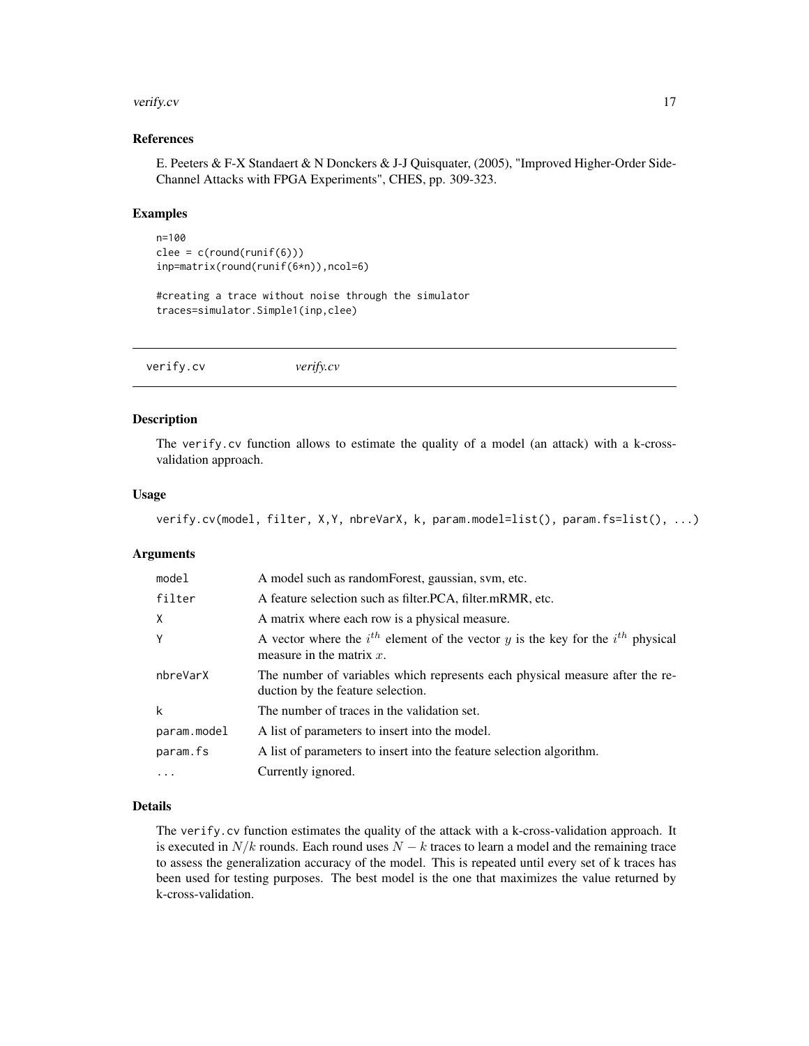### References

E. Peeters & F-X Standaert & N Donckers & J-J Quisquater, (2005), "Improved Higher-Order Side-Channel Attacks with FPGA Experiments", CHES, pp. 309-323.

### Examples

```
n=100
clee = c(round(runif(6)))
inp=matrix(round(runif(6*n)),ncol=6)

#creating a trace without noise through the simulator
traces=simulator.Simple1(inp,clee)
```

---

## verify.cv *verify.cv*

---

### Description

The verify.cv function allows to estimate the quality of a model (an attack) with a k-cross-validation approach.

### Usage

```
verify.cv(model, filter, X,Y, nbreVarX, k, param.model=list(), param.fs=list(), ...)
```

### Arguments

| | |
|---|---|
| model | A model such as randomForest, gaussian, svm, etc. |
| filter | A feature selection such as filter.PCA, filter.mRMR, etc. |
| X | A matrix where each row is a physical measure. |
| Y | A vector where the $i^{th}$ element of the vector $y$ is the key for the $i^{th}$ physical measure in the matrix $x$. |
| nbreVarX | The number of variables which represents each physical measure after the reduction by the feature selection. |
| k | The number of traces in the validation set. |
| param.model | A list of parameters to insert into the model. |
| param.fs | A list of parameters to insert into the feature selection algorithm. |
| ... | Currently ignored. |

### Details

The verify.cv function estimates the quality of the attack with a k-cross-validation approach. It is executed in $N/k$ rounds. Each round uses $N - k$ traces to learn a model and the remaining trace to assess the generalization accuracy of the model. This is repeated until every set of k traces has been used for testing purposes. The best model is the one that maximizes the value returned by k-cross-validation.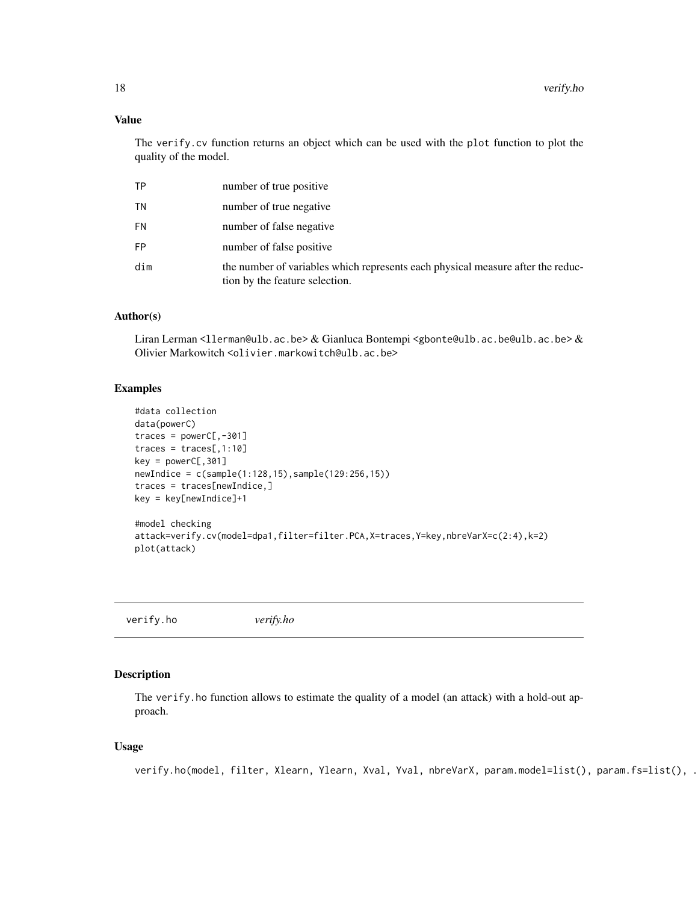## Value

The `verify.cv` function returns an object which can be used with the `plot` function to plot the quality of the model.

| | |
|---|---|
| TP | number of true positive |
| TN | number of true negative |
| FN | number of false negative |
| FP | number of false positive |
| dim | the number of variables which represents each physical measure after the reduction by the feature selection. |

## Author(s)

Liran Lerman <llerman@ulb.ac.be> & Gianluca Bontempi <gbonte@ulb.ac.be@ulb.ac.be> & Olivier Markowitch <olivier.markowitch@ulb.ac.be>

## Examples

```
#data collection
data(powerC)
traces = powerC[,-301]
traces = traces[,1:10]
key = powerC[,301]
newIndice = c(sample(1:128,15),sample(129:256,15))
traces = traces[newIndice,]
key = key[newIndice]+1

#model checking
attack=verify.cv(model=dpa1,filter=filter.PCA,X=traces,Y=key,nbreVarX=c(2:4),k=2)
plot(attack)
```

---

verify.ho *verify.ho*

---

## Description

The `verify.ho` function allows to estimate the quality of a model (an attack) with a hold-out approach.

## Usage

```
verify.ho(model, filter, Xlearn, Ylearn, Xval, Yval, nbreVarX, param.model=list(), param.fs=list(), .
```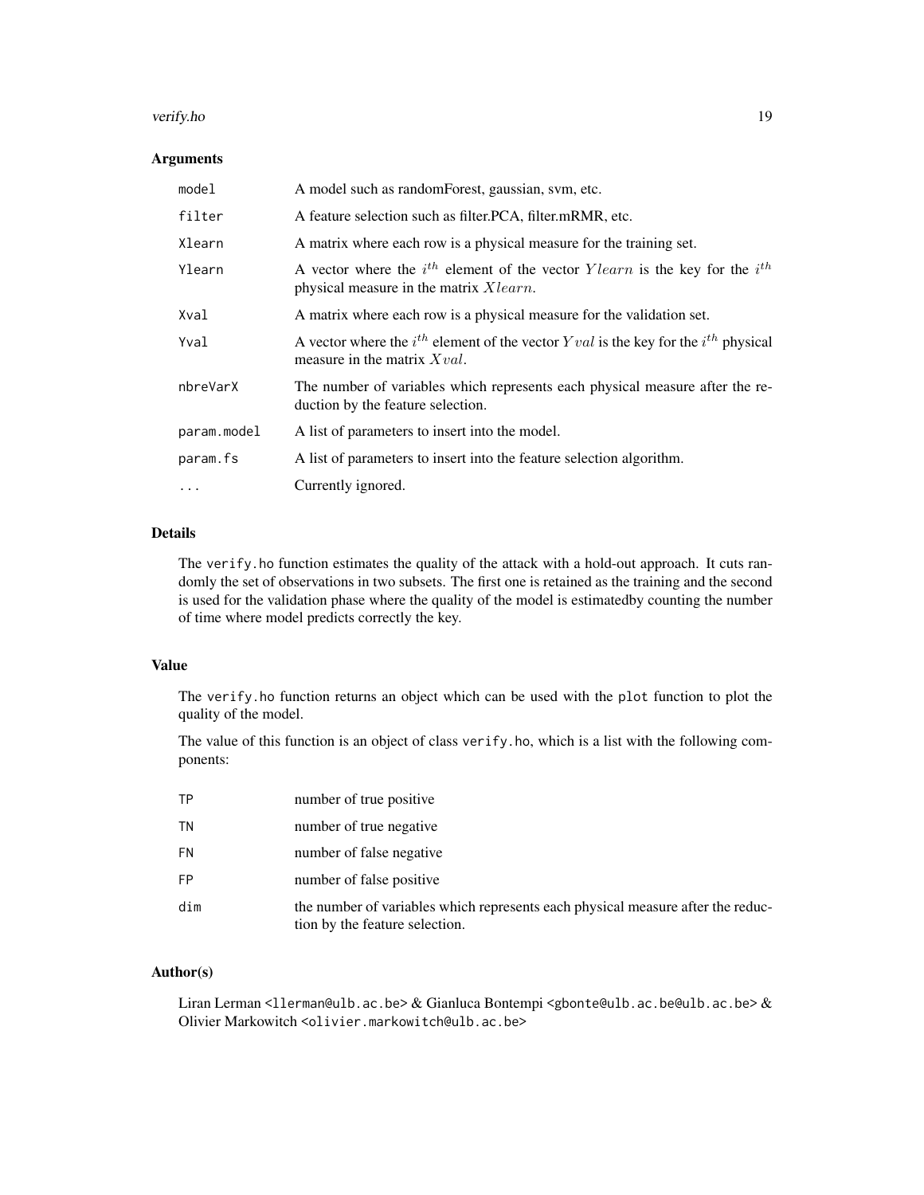### Arguments

| | |
|---|---|
| `model` | A model such as randomForest, gaussian, svm, etc. |
| `filter` | A feature selection such as filter.PCA, filter.mRMR, etc. |
| `Xlearn` | A matrix where each row is a physical measure for the training set. |
| `Ylearn` | A vector where the $i^{th}$ element of the vector $Ylearn$ is the key for the $i^{th}$ physical measure in the matrix $Xlearn$. |
| `Xval` | A matrix where each row is a physical measure for the validation set. |
| `Yval` | A vector where the $i^{th}$ element of the vector $Yval$ is the key for the $i^{th}$ physical measure in the matrix $Xval$. |
| `nbreVarX` | The number of variables which represents each physical measure after the reduction by the feature selection. |
| `param.model` | A list of parameters to insert into the model. |
| `param.fs` | A list of parameters to insert into the feature selection algorithm. |
| `...` | Currently ignored. |

### Details

The `verify.ho` function estimates the quality of the attack with a hold-out approach. It cuts randomly the set of observations in two subsets. The first one is retained as the training and the second is used for the validation phase where the quality of the model is estimatedby counting the number of time where model predicts correctly the key.

### Value

The `verify.ho` function returns an object which can be used with the `plot` function to plot the quality of the model.

The value of this function is an object of class `verify.ho`, which is a list with the following components:

| | |
|---|---|
| `TP` | number of true positive |
| `TN` | number of true negative |
| `FN` | number of false negative |
| `FP` | number of false positive |
| `dim` | the number of variables which represents each physical measure after the reduction by the feature selection. |

### Author(s)

Liran Lerman <llerman@ulb.ac.be> & Gianluca Bontempi <gbonte@ulb.ac.be@ulb.ac.be> & Olivier Markowitch <olivier.markowitch@ulb.ac.be>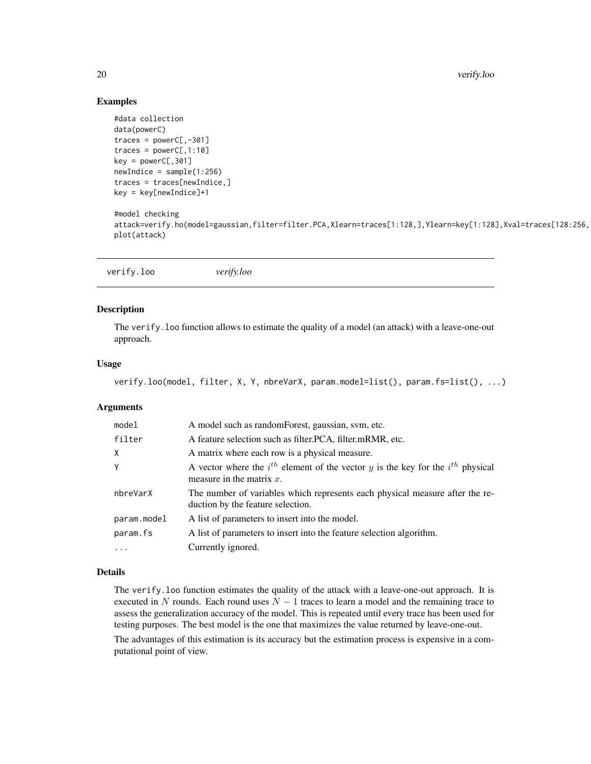## Examples

```
#data collection
data(powerC)
traces = powerC[,-301]
traces = powerC[,1:10]
key = powerC[,301]
newIndice = sample(1:256)
traces = traces[newIndice,]
key = key[newIndice]+1

#model checking
attack=verify.ho(model=gaussian,filter=filter.PCA,Xlearn=traces[1:128,],Ylearn=key[1:128],Xval=traces[128:256,]
plot(attack)
```

---

# verify.loo *verify.loo*

## Description

The `verify.loo` function allows to estimate the quality of a model (an attack) with a leave-one-out approach.

## Usage

```
verify.loo(model, filter, X, Y, nbreVarX, param.model=list(), param.fs=list(), ...)
```

## Arguments

| | |
|---|---|
| `model` | A model such as randomForest, gaussian, svm, etc. |
| `filter` | A feature selection such as filter.PCA, filter.mRMR, etc. |
| `X` | A matrix where each row is a physical measure. |
| `Y` | A vector where the $i^{th}$ element of the vector $y$ is the key for the $i^{th}$ physical measure in the matrix $x$. |
| `nbreVarX` | The number of variables which represents each physical measure after the reduction by the feature selection. |
| `param.model` | A list of parameters to insert into the model. |
| `param.fs` | A list of parameters to insert into the feature selection algorithm. |
| `...` | Currently ignored. |

## Details

The `verify.loo` function estimates the quality of the attack with a leave-one-out approach. It is executed in $N$ rounds. Each round uses $N-1$ traces to learn a model and the remaining trace to assess the generalization accuracy of the model. This is repeated until every trace has been used for testing purposes. The best model is the one that maximizes the value returned by leave-one-out.

The advantages of this estimation is its accuracy but the estimation process is expensive in a computational point of view.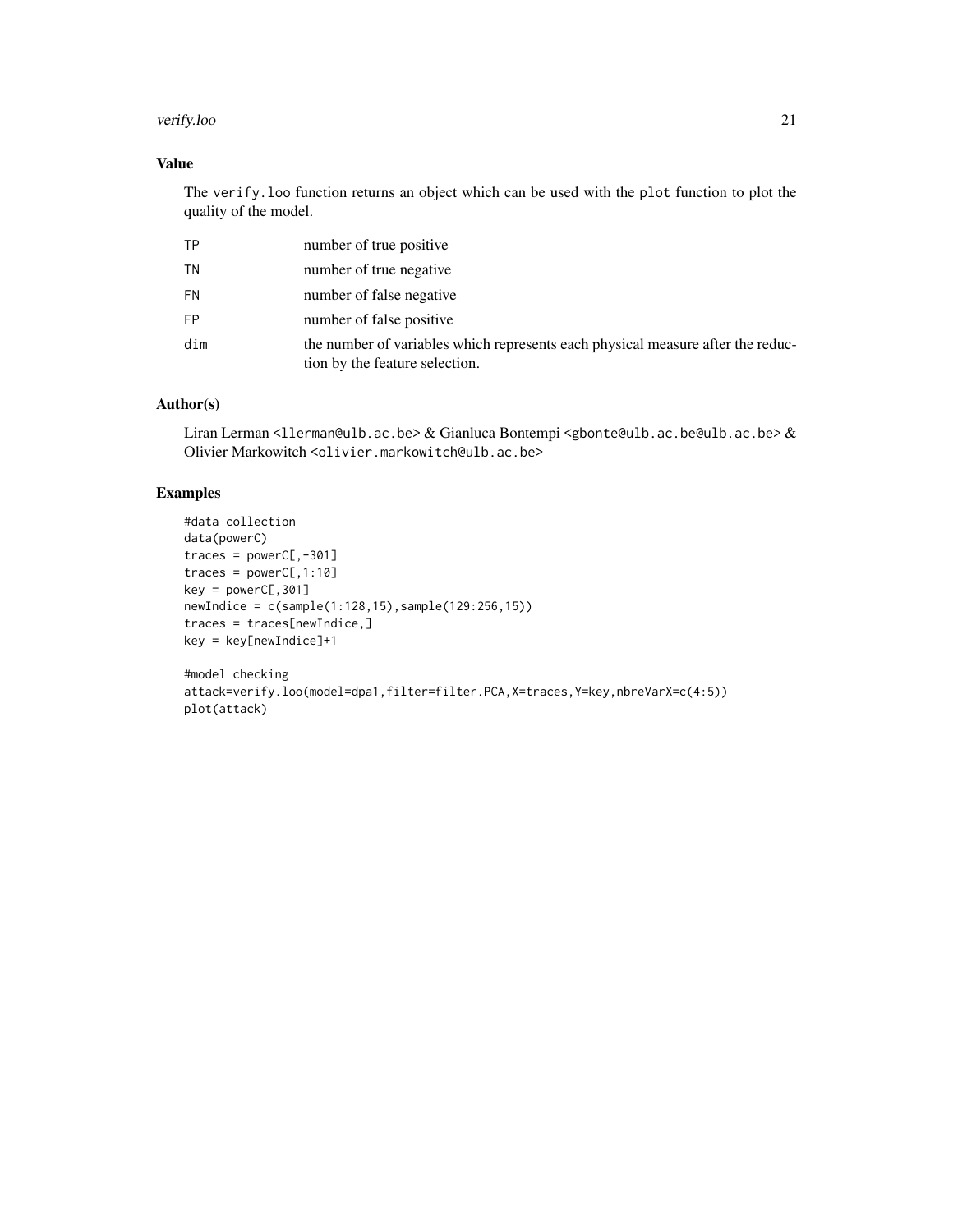## Value

The `verify.loo` function returns an object which can be used with the `plot` function to plot the quality of the model.

| | |
|---|---|
| TP | number of true positive |
| TN | number of true negative |
| FN | number of false negative |
| FP | number of false positive |
| dim | the number of variables which represents each physical measure after the reduction by the feature selection. |

## Author(s)

Liran Lerman <llerman@ulb.ac.be> & Gianluca Bontempi <gbonte@ulb.ac.be@ulb.ac.be> & Olivier Markowitch <olivier.markowitch@ulb.ac.be>

## Examples

```
#data collection
data(powerC)
traces = powerC[,-301]
traces = powerC[,1:10]
key = powerC[,301]
newIndice = c(sample(1:128,15),sample(129:256,15))
traces = traces[newIndice,]
key = key[newIndice]+1

#model checking
attack=verify.loo(model=dpa1,filter=filter.PCA,X=traces,Y=key,nbreVarX=c(4:5))
plot(attack)
```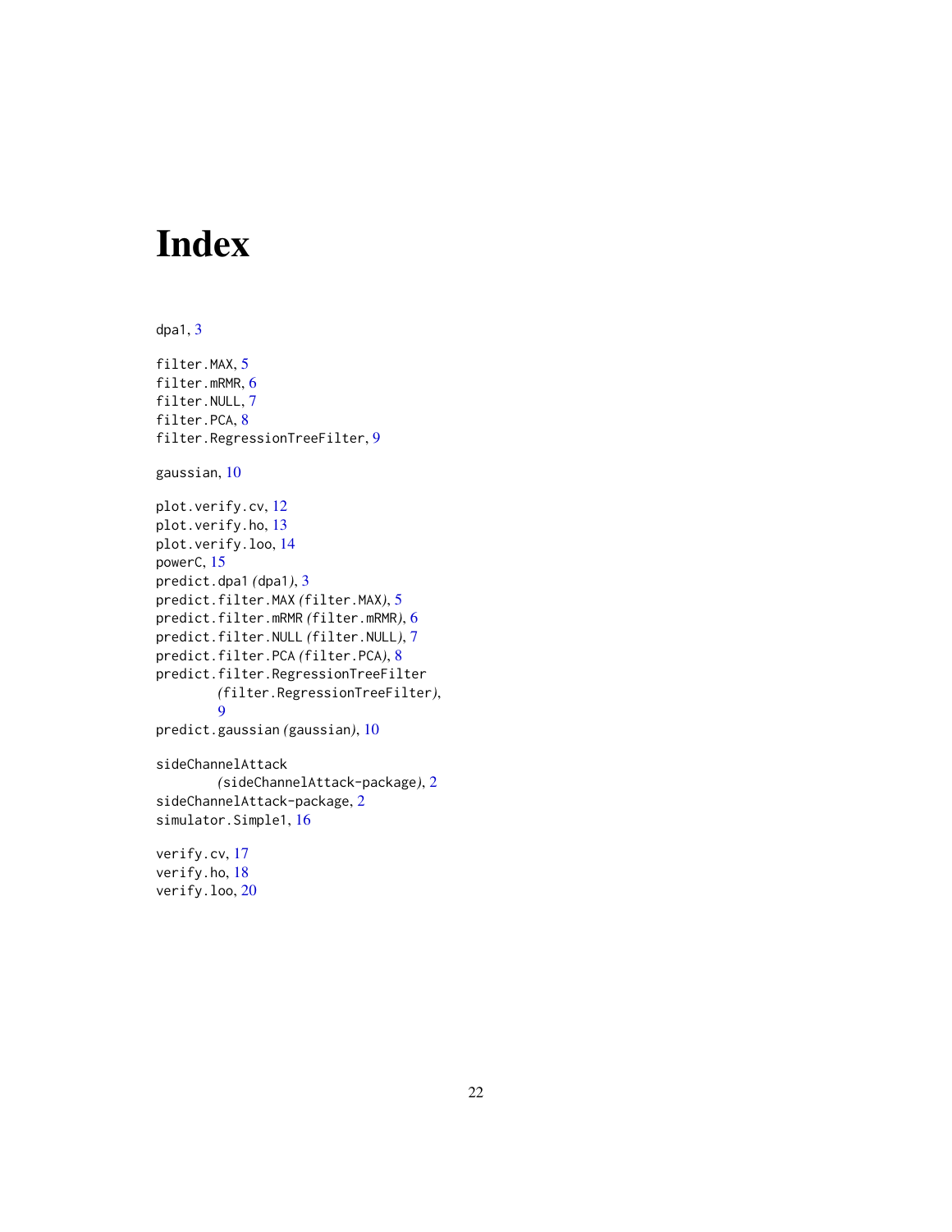# Index

dpa1, 3

filter.MAX, 5
filter.mRMR, 6
filter.NULL, 7
filter.PCA, 8
filter.RegressionTreeFilter, 9

gaussian, 10

plot.verify.cv, 12
plot.verify.ho, 13
plot.verify.loo, 14
powerC, 15
predict.dpa1 *(*dpa1*)*, 3
predict.filter.MAX *(*filter.MAX*)*, 5
predict.filter.mRMR *(*filter.mRMR*)*, 6
predict.filter.NULL *(*filter.NULL*)*, 7
predict.filter.PCA *(*filter.PCA*)*, 8
predict.filter.RegressionTreeFilter *(*filter.RegressionTreeFilter*)*, 9
predict.gaussian *(*gaussian*)*, 10

sideChannelAttack *(*sideChannelAttack-package*)*, 2
sideChannelAttack-package, 2
simulator.Simple1, 16

verify.cv, 17
verify.ho, 18
verify.loo, 20